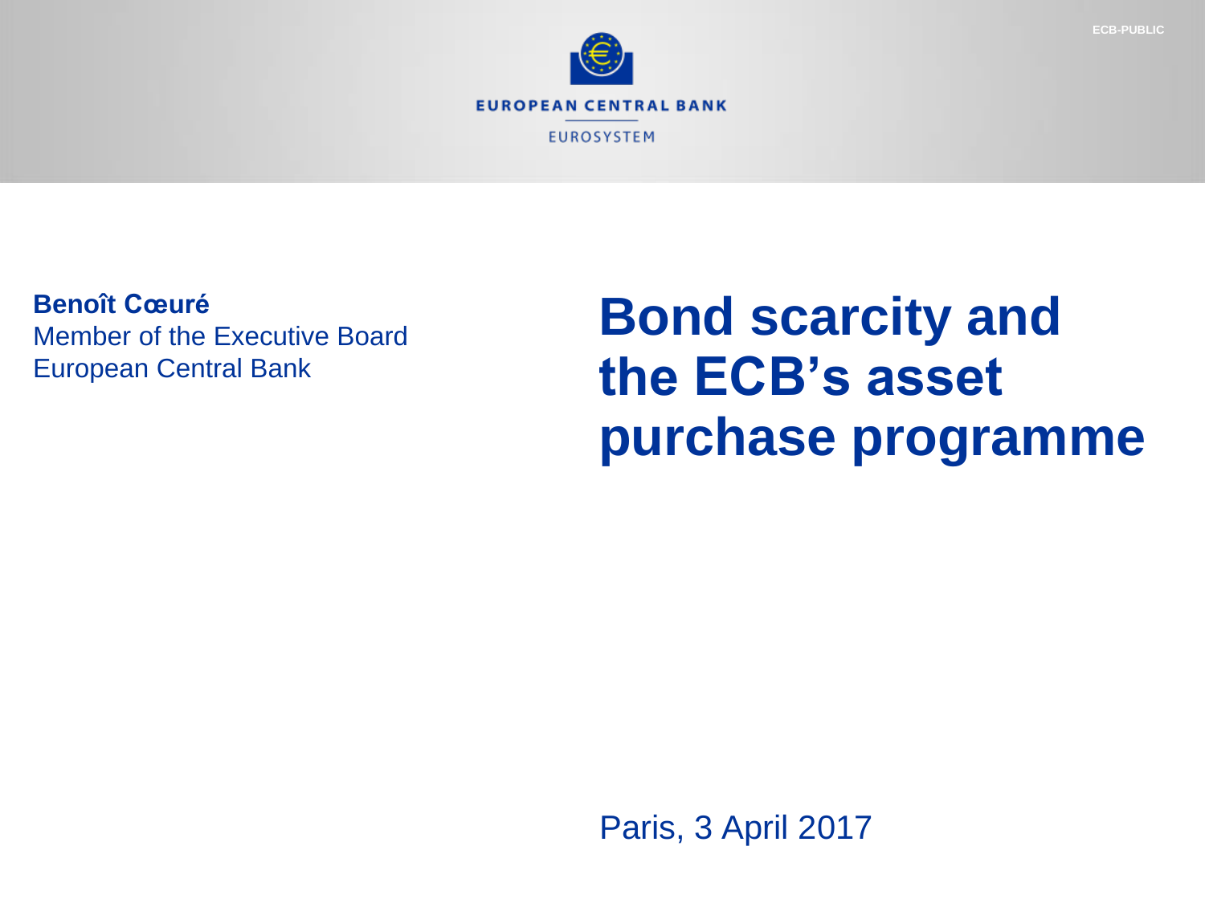# Bond scarcity and the ECB's asset purchase programme

**Benoît Cœuré**
Member of the Executive Board
European Central Bank

Paris, 3 April 2017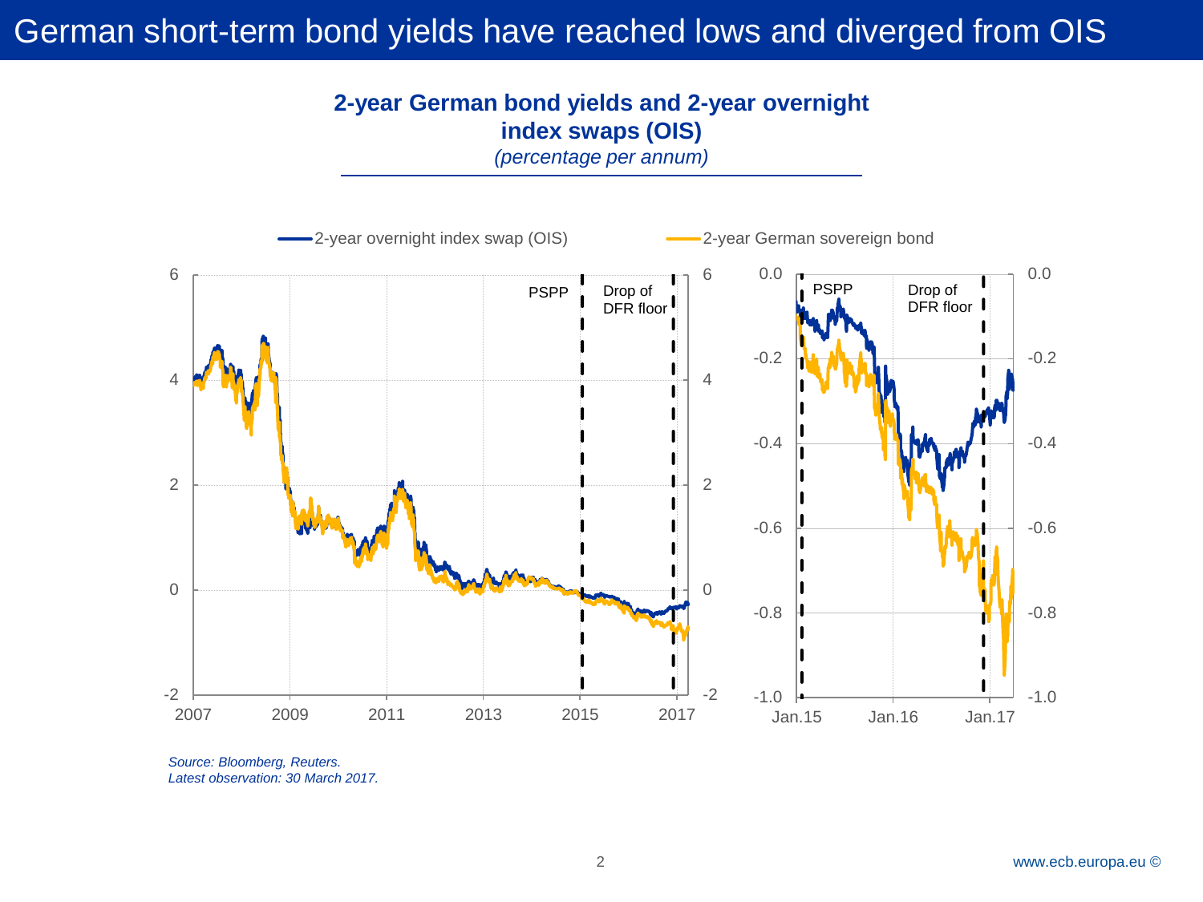# German short-term bond yields have reached lows and diverged from OIS

**2-year German bond yields and 2-year overnight index swaps (OIS)**
*(percentage per annum)*

*Source: Bloomberg, Reuters.*
*Latest observation: 30 March 2017.*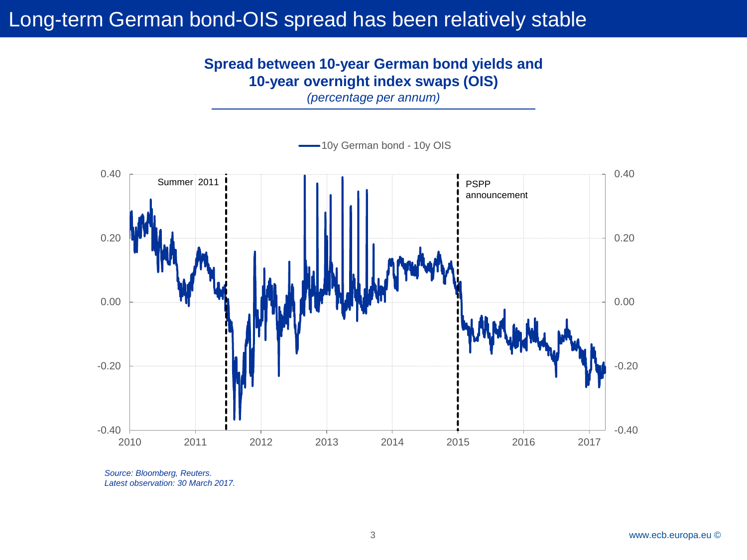# Long-term German bond-OIS spread has been relatively stable

**Spread between 10-year German bond yields and 10-year overnight index swaps (OIS)**
*(percentage per annum)*

*Source: Bloomberg, Reuters.*
*Latest observation: 30 March 2017.*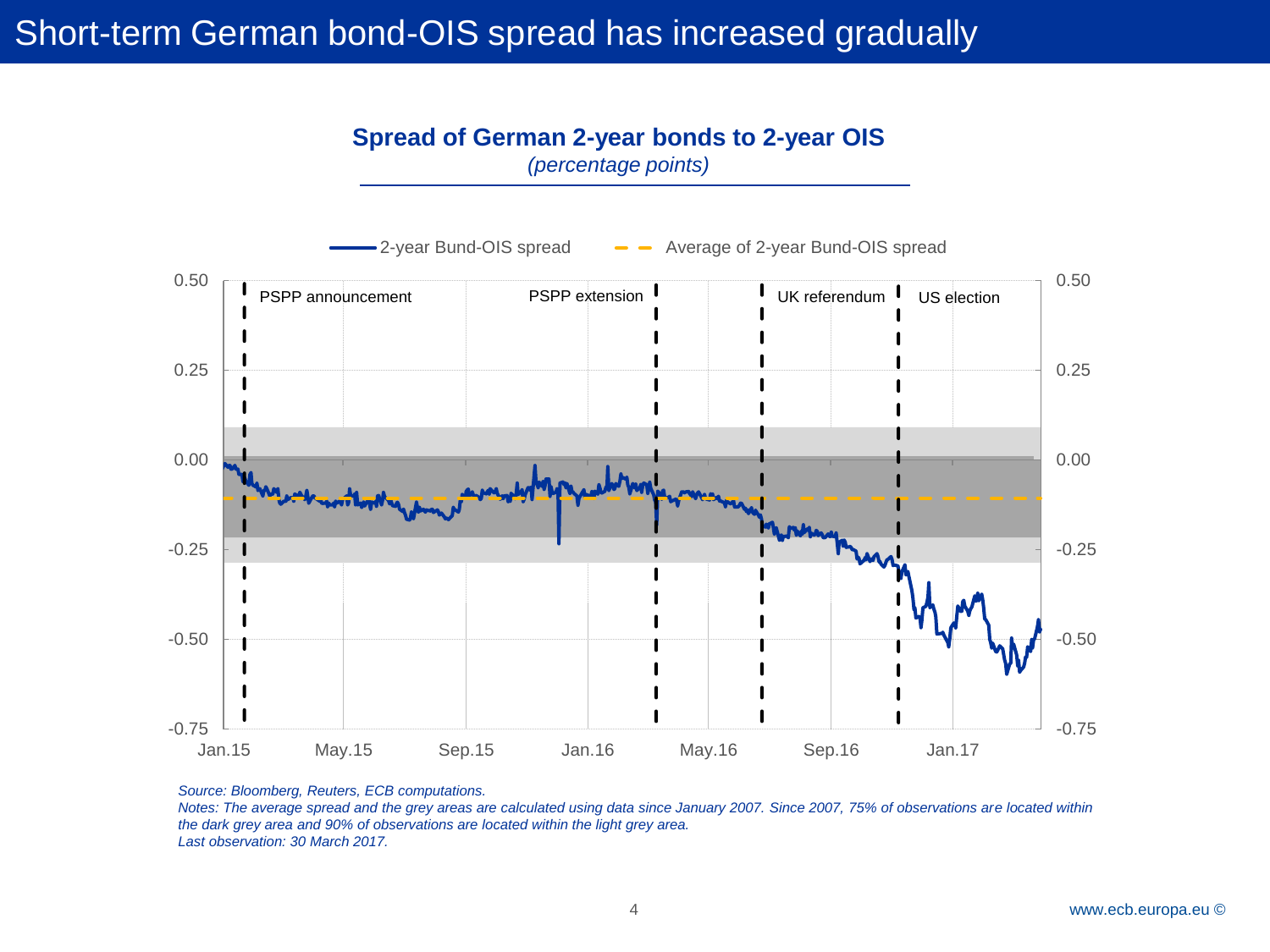# Short-term German bond-OIS spread has increased gradually

**Spread of German 2-year bonds to 2-year OIS**
*(percentage points)*

2-year Bund-OIS spread — Average of 2-year Bund-OIS spread

PSPP announcement | PSPP extension | UK referendum | US election

0.50 | 0.25 | 0.00 | -0.25 | -0.50 | -0.75

Jan.15 | May.15 | Sep.15 | Jan.16 | May.16 | Sep.16 | Jan.17

*Source: Bloomberg, Reuters, ECB computations.*
*Notes: The average spread and the grey areas are calculated using data since January 2007. Since 2007, 75% of observations are located within the dark grey area and 90% of observations are located within the light grey area.*
*Last observation: 30 March 2017.*

www.ecb.europa.eu ©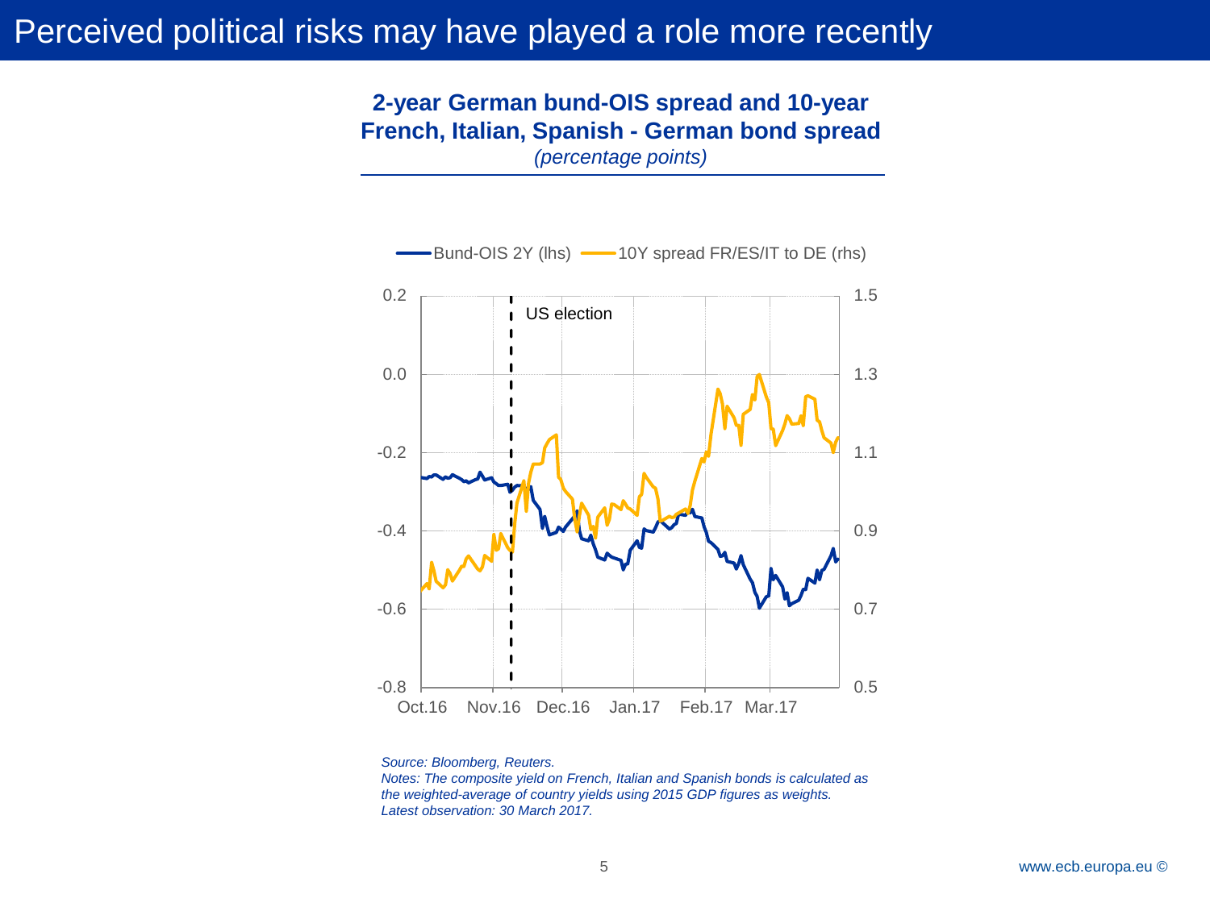# Perceived political risks may have played a role more recently

**2-year German bund-OIS spread and 10-year French, Italian, Spanish - German bond spread**
*(percentage points)*

*Source: Bloomberg, Reuters.*
*Notes: The composite yield on French, Italian and Spanish bonds is calculated as the weighted-average of country yields using 2015 GDP figures as weights.*
*Latest observation: 30 March 2017.*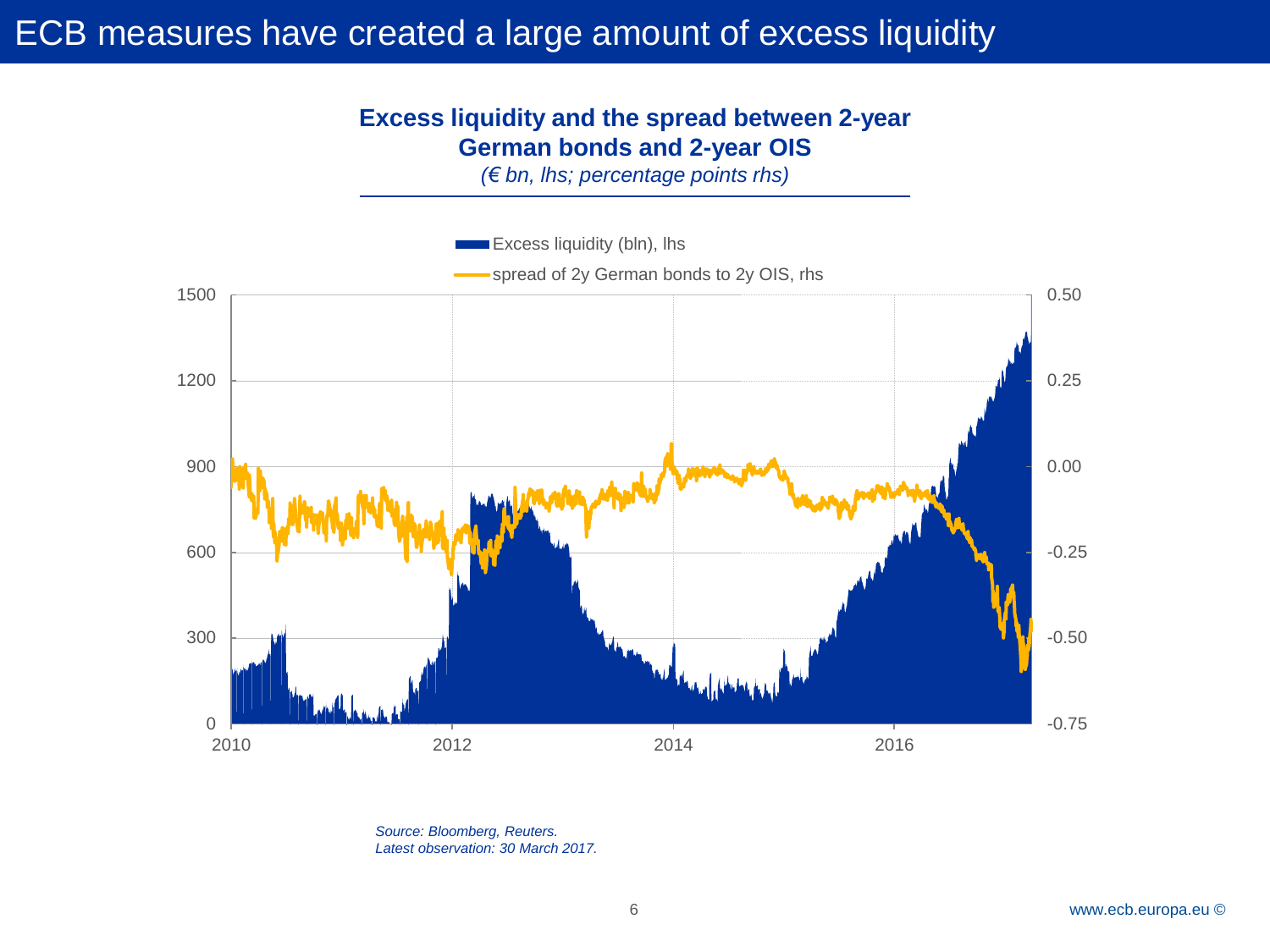# ECB measures have created a large amount of excess liquidity

**Excess liquidity and the spread between 2-year German bonds and 2-year OIS**

*(€ bn, lhs; percentage points rhs)*

Excess liquidity (bln), lhs

spread of 2y German bonds to 2y OIS, rhs

*Source: Bloomberg, Reuters.*
*Latest observation: 30 March 2017.*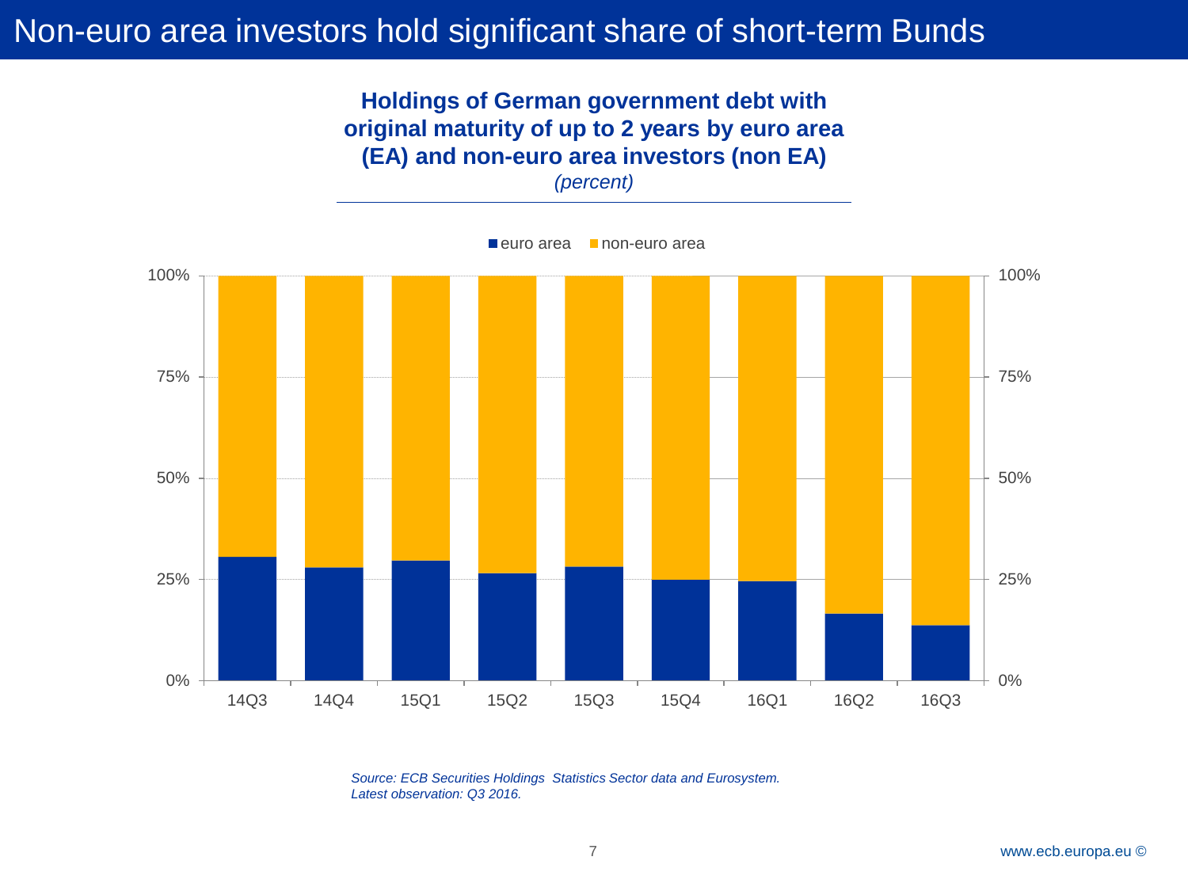# Non-euro area investors hold significant share of short-term Bunds

**Holdings of German government debt with original maturity of up to 2 years by euro area (EA) and non-euro area investors (non EA)**
*(percent)*

euro area | non-euro area

100% | 75% | 50% | 25% | 0%

14Q3 | 14Q4 | 15Q1 | 15Q2 | 15Q3 | 15Q4 | 16Q1 | 16Q2 | 16Q3

*Source: ECB Securities Holdings Statistics Sector data and Eurosystem.*
*Latest observation: Q3 2016.*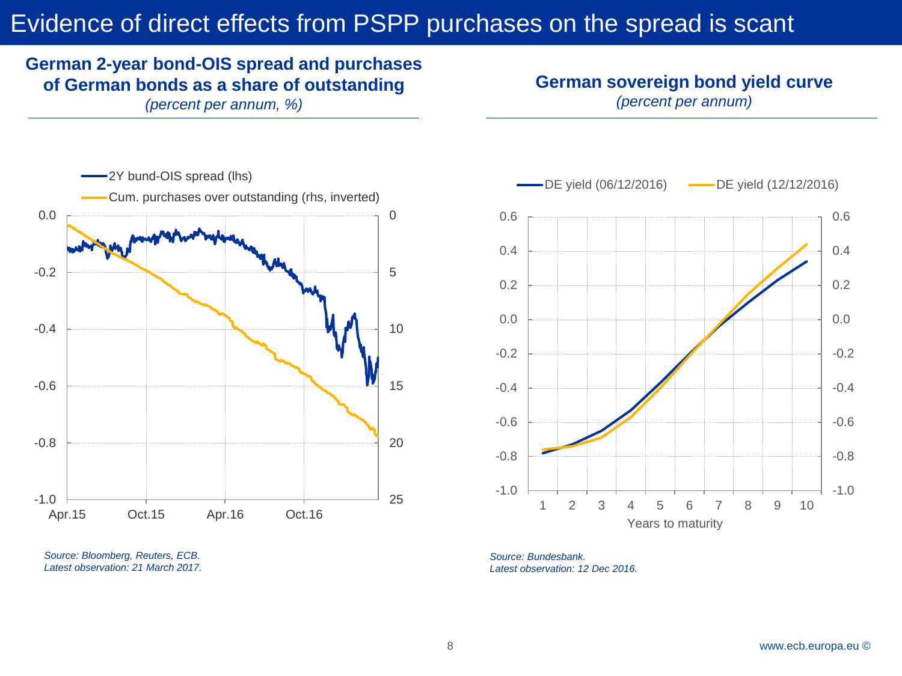# Evidence of direct effects from PSPP purchases on the spread is scant

**German 2-year bond-OIS spread and purchases of German bonds as a share of outstanding**
*(percent per annum, %)*

2Y bund-OIS spread (lhs)
Cum. purchases over outstanding (rhs, inverted)

*Source: Bloomberg, Reuters, ECB.*
*Latest observation: 21 March 2017.*

**German sovereign bond yield curve**
*(percent per annum)*

DE yield (06/12/2016)
DE yield (12/12/2016)

Years to maturity

*Source: Bundesbank.*
*Latest observation: 12 Dec 2016.*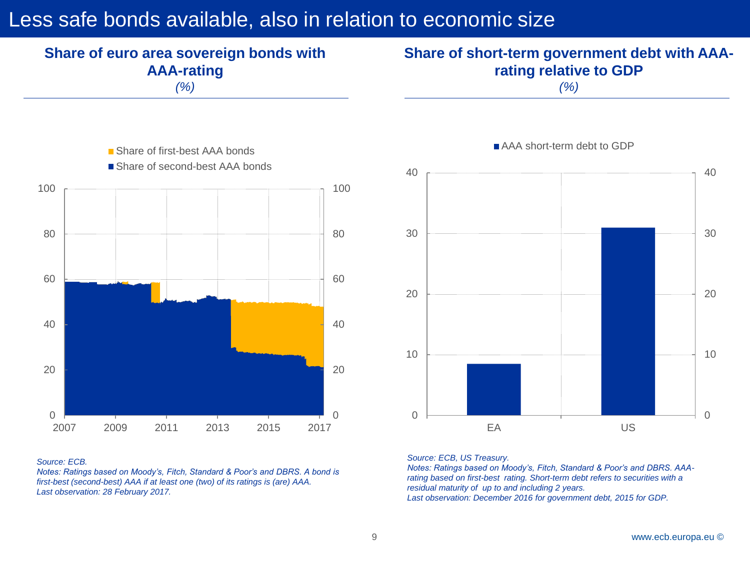# Less safe bonds available, also in relation to economic size

## Share of euro area sovereign bonds with AAA-rating

*(%)*

Share of first-best AAA bonds
Share of second-best AAA bonds

*Source: ECB.*
*Notes: Ratings based on Moody's, Fitch, Standard & Poor's and DBRS. A bond is first-best (second-best) AAA if at least one (two) of its ratings is (are) AAA.*
*Last observation: 28 February 2017.*

## Share of short-term government debt with AAA-rating relative to GDP

*(%)*

AAA short-term debt to GDP

*Source: ECB, US Treasury.*
*Notes: Ratings based on Moody's, Fitch, Standard & Poor's and DBRS. AAA-rating based on first-best rating. Short-term debt refers to securities with a residual maturity of up to and including 2 years.*
*Last observation: December 2016 for government debt, 2015 for GDP.*

www.ecb.europa.eu ©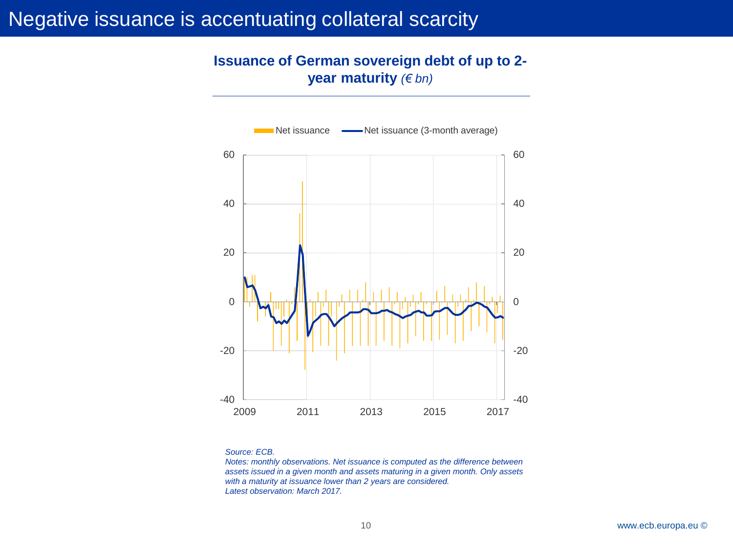# Negative issuance is accentuating collateral scarcity

**Issuance of German sovereign debt of up to 2-year maturity** *(€ bn)*

*Source: ECB.*
*Notes: monthly observations. Net issuance is computed as the difference between assets issued in a given month and assets maturing in a given month. Only assets with a maturity at issuance lower than 2 years are considered.*
*Latest observation: March 2017.*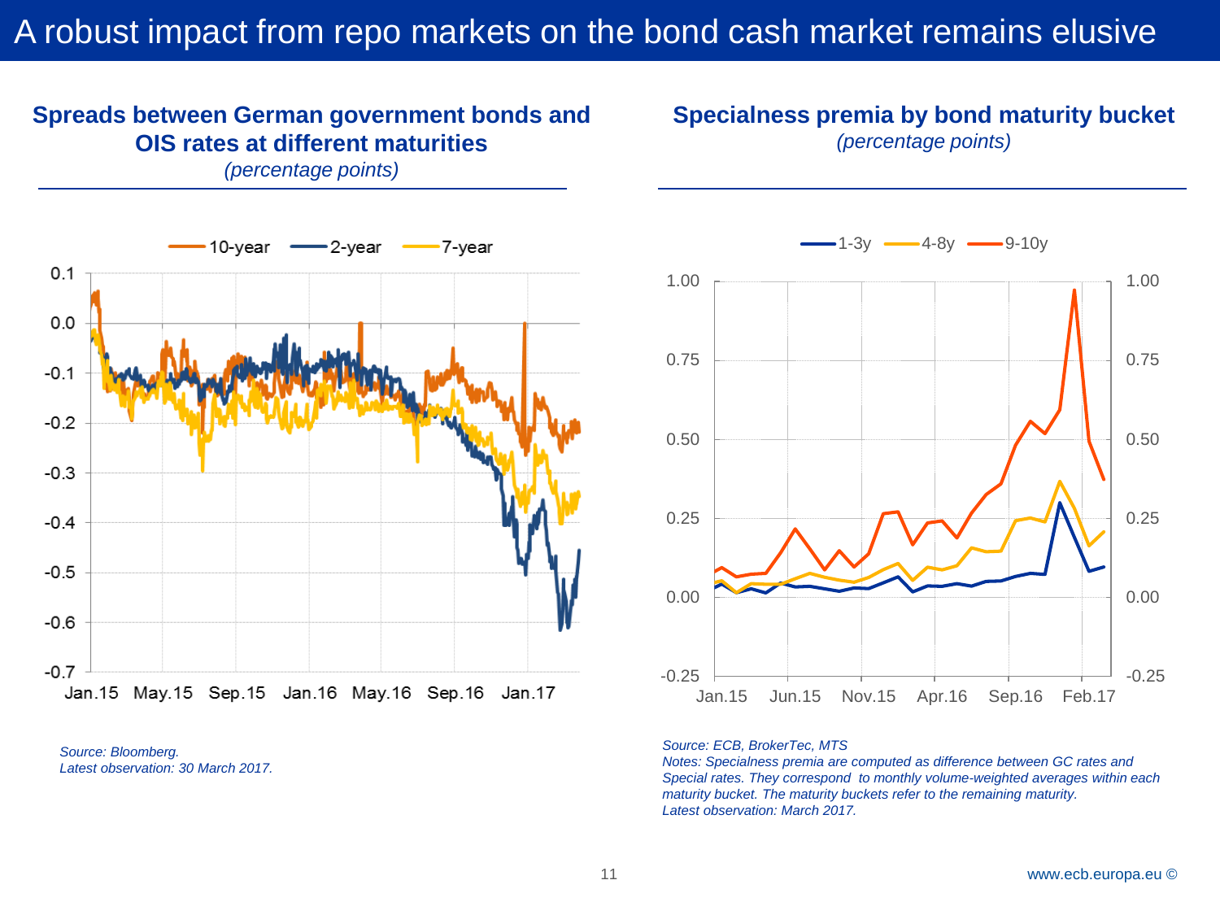# A robust impact from repo markets on the bond cash market remains elusive

## Spreads between German government bonds and OIS rates at different maturities

*(percentage points)*

10-year 2-year 7-year

0.1
0.0
-0.1
-0.2
-0.3
-0.4
-0.5
-0.6
-0.7

Jan.15 May.15 Sep.15 Jan.16 May.16 Sep.16 Jan.17

*Source: Bloomberg.*
*Latest observation: 30 March 2017.*

## Specialness premia by bond maturity bucket

*(percentage points)*

1-3y 4-8y 9-10y

1.00
0.75
0.50
0.25
0.00
-0.25

Jan.15 Jun.15 Nov.15 Apr.16 Sep.16 Feb.17

*Source: ECB, BrokerTec, MTS*
*Notes: Specialness premia are computed as difference between GC rates and Special rates. They correspond to monthly volume-weighted averages within each maturity bucket. The maturity buckets refer to the remaining maturity.*
*Latest observation: March 2017.*

www.ecb.europa.eu ©